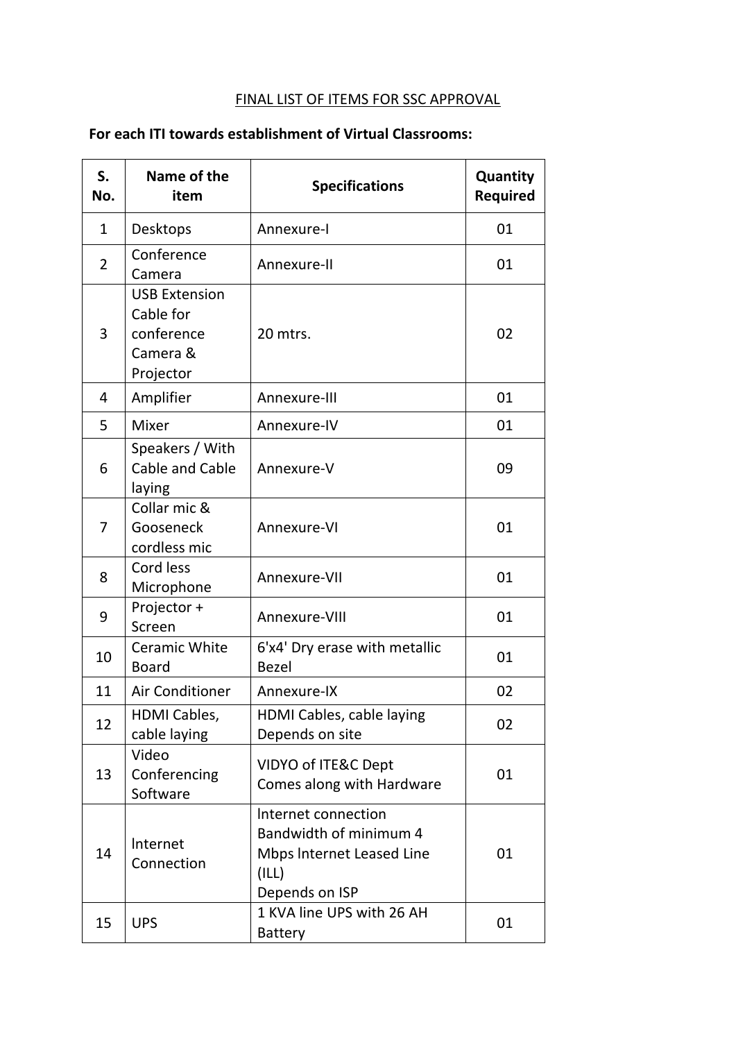# FINAL LIST OF ITEMS FOR SSC APPROVAL

**For each ITI towards establishment of Virtual Classrooms:**

| S. No. | Name of the item | Specifications | Quantity Required |
|---|---|---|---|
| 1 | Desktops | Annexure-I | 01 |
| 2 | Conference Camera | Annexure-II | 01 |
| 3 | USB Extension Cable for conference Camera & Projector | 20 mtrs. | 02 |
| 4 | Amplifier | Annexure-III | 01 |
| 5 | Mixer | Annexure-IV | 01 |
| 6 | Speakers / With Cable and Cable laying | Annexure-V | 09 |
| 7 | Collar mic & Gooseneck cordless mic | Annexure-VI | 01 |
| 8 | Cord less Microphone | Annexure-VII | 01 |
| 9 | Projector + Screen | Annexure-VIII | 01 |
| 10 | Ceramic White Board | 6'x4' Dry erase with metallic Bezel | 01 |
| 11 | Air Conditioner | Annexure-IX | 02 |
| 12 | HDMI Cables, cable laying | HDMI Cables, cable laying Depends on site | 02 |
| 13 | Video Conferencing Software | VIDYO of ITE&C Dept Comes along with Hardware | 01 |
| 14 | Internet Connection | Internet connection Bandwidth of minimum 4 Mbps Internet Leased Line (ILL) Depends on ISP | 01 |
| 15 | UPS | 1 KVA line UPS with 26 AH Battery | 01 |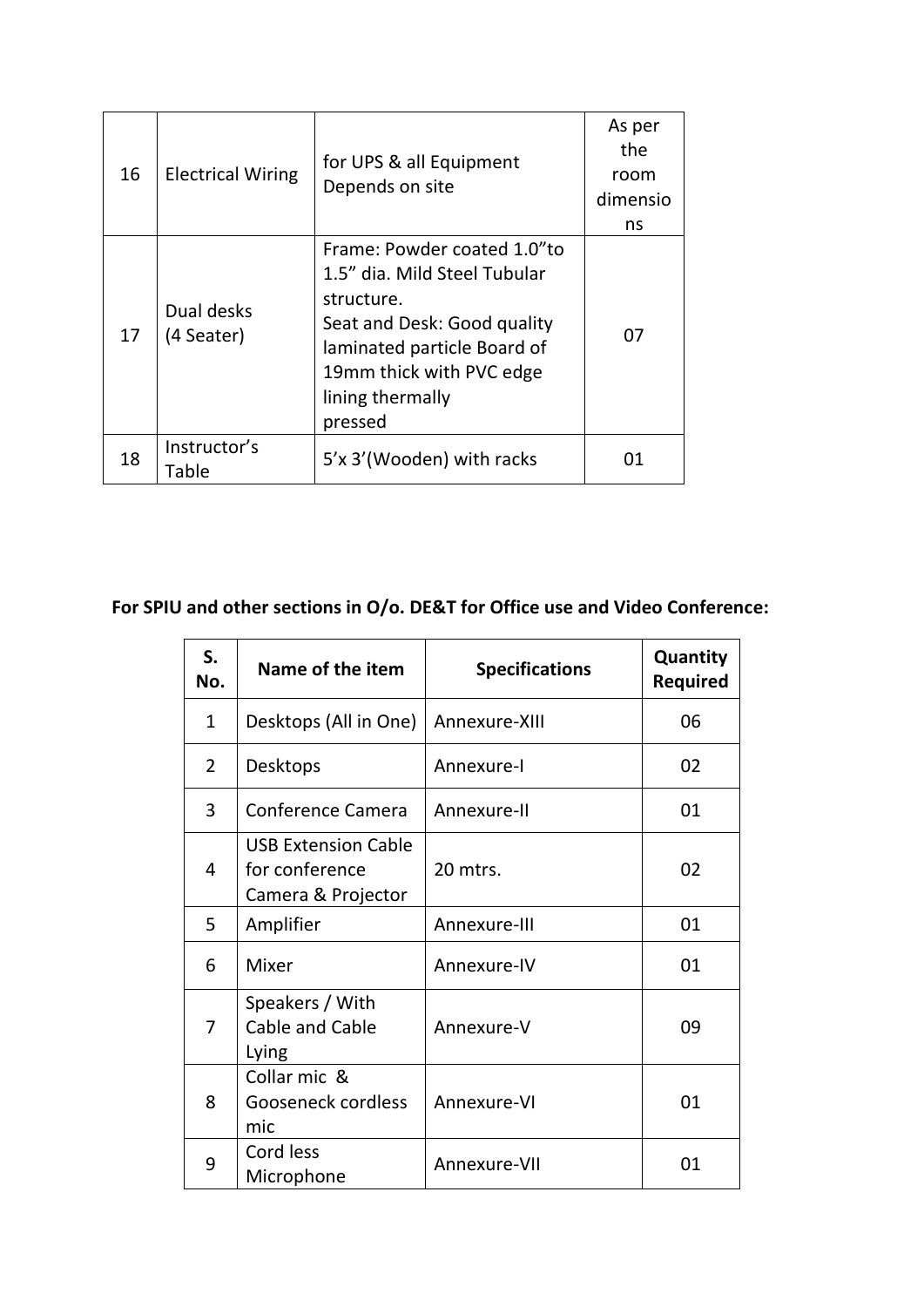| | | | |
|---|---|---|---|
| 16 | Electrical Wiring | for UPS & all Equipment Depends on site | As per the room dimensions |
| 17 | Dual desks (4 Seater) | Frame: Powder coated 1.0”to 1.5” dia. Mild Steel Tubular structure.<br>Seat and Desk: Good quality laminated particle Board of 19mm thick with PVC edge lining thermally pressed | 07 |
| 18 | Instructor’s Table | 5’x 3’(Wooden) with racks | 01 |

**For SPIU and other sections in O/o. DE&T for Office use and Video Conference:**

| S. No. | Name of the item | Specifications | Quantity Required |
|---|---|---|---|
| 1 | Desktops (All in One) | Annexure-XIII | 06 |
| 2 | Desktops | Annexure-I | 02 |
| 3 | Conference Camera | Annexure-II | 01 |
| 4 | USB Extension Cable for conference Camera & Projector | 20 mtrs. | 02 |
| 5 | Amplifier | Annexure-III | 01 |
| 6 | Mixer | Annexure-IV | 01 |
| 7 | Speakers / With Cable and Cable Lying | Annexure-V | 09 |
| 8 | Collar mic & Gooseneck cordless mic | Annexure-VI | 01 |
| 9 | Cord less Microphone | Annexure-VII | 01 |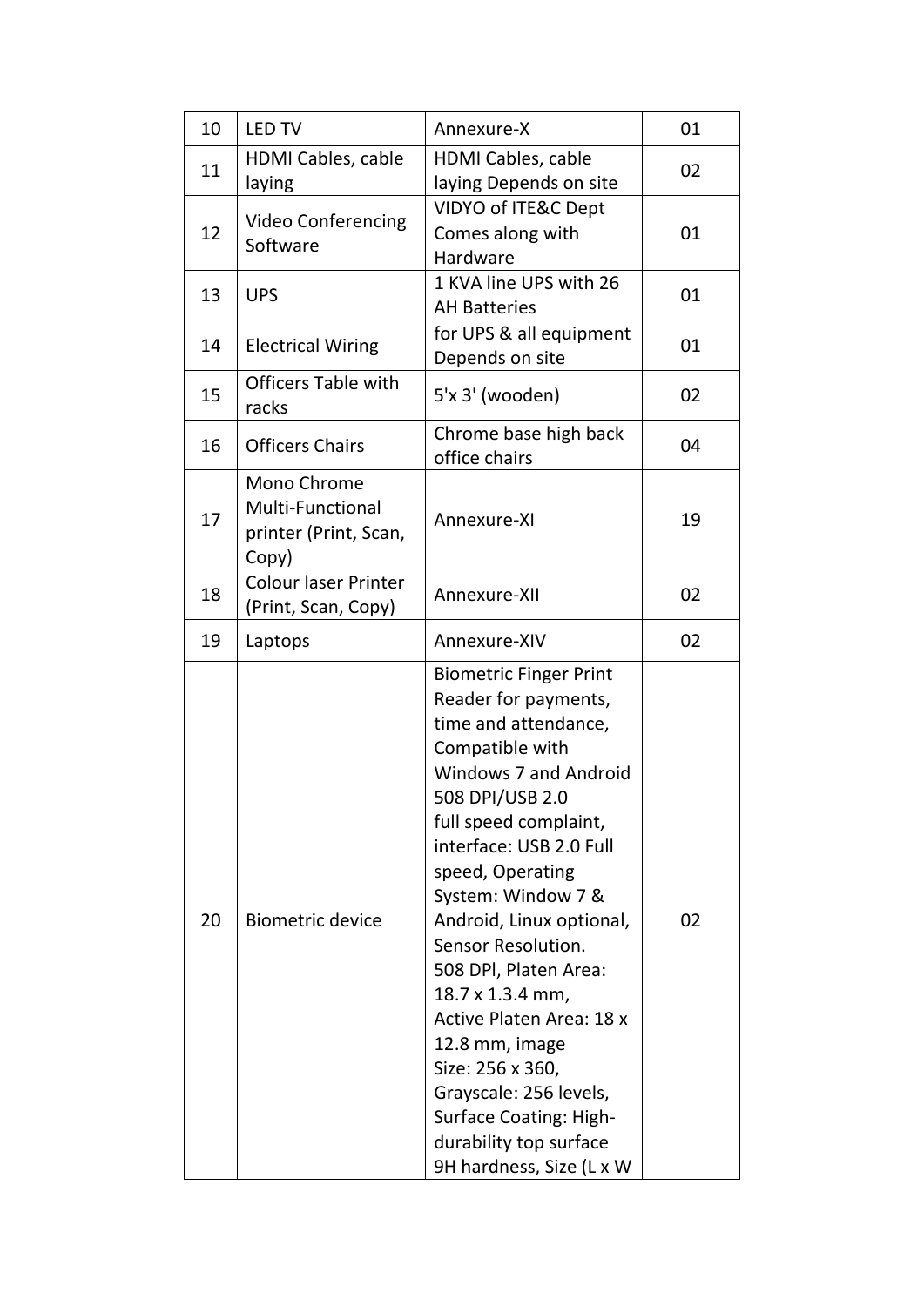| | | | |
|---|---|---|---|
| 10 | LED TV | Annexure-X | 01 |
| 11 | HDMI Cables, cable laying | HDMI Cables, cable laying Depends on site | 02 |
| 12 | Video Conferencing Software | VIDYO of ITE&C Dept Comes along with Hardware | 01 |
| 13 | UPS | 1 KVA line UPS with 26 AH Batteries | 01 |
| 14 | Electrical Wiring | for UPS & all equipment Depends on site | 01 |
| 15 | Officers Table with racks | 5'x 3' (wooden) | 02 |
| 16 | Officers Chairs | Chrome base high back office chairs | 04 |
| 17 | Mono Chrome Multi-Functional printer (Print, Scan, Copy) | Annexure-XI | 19 |
| 18 | Colour laser Printer (Print, Scan, Copy) | Annexure-XII | 02 |
| 19 | Laptops | Annexure-XIV | 02 |
| 20 | Biometric device | Biometric Finger Print Reader for payments, time and attendance, Compatible with Windows 7 and Android 508 DPI/USB 2.0 full speed complaint, interface: USB 2.0 Full speed, Operating System: Window 7 & Android, Linux optional, Sensor Resolution. 508 DPl, Platen Area: 18.7 x 1.3.4 mm, Active Platen Area: 18 x 12.8 mm, image Size: 256 x 360, Grayscale: 256 levels, Surface Coating: High-durability top surface 9H hardness, Size (L x W | 02 |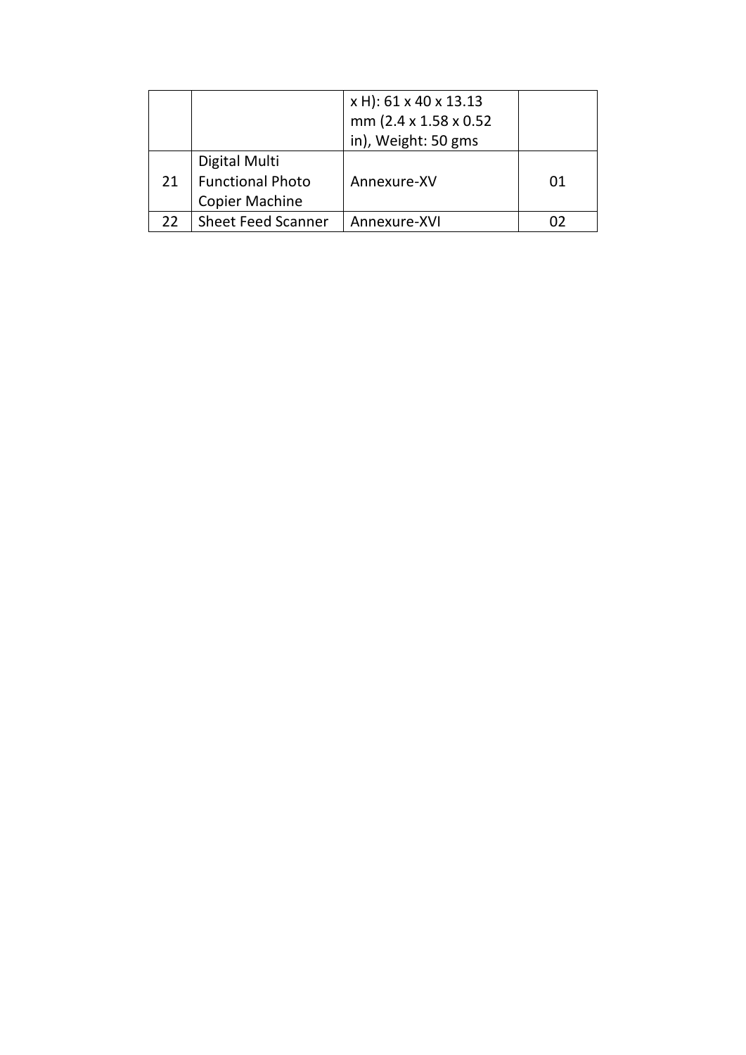| | | | |
|---|---|---|---|
| | | x H): 61 x 40 x 13.13 mm (2.4 x 1.58 x 0.52 in), Weight: 50 gms | |
| 21 | Digital Multi Functional Photo Copier Machine | Annexure-XV | 01 |
| 22 | Sheet Feed Scanner | Annexure-XVI | 02 |